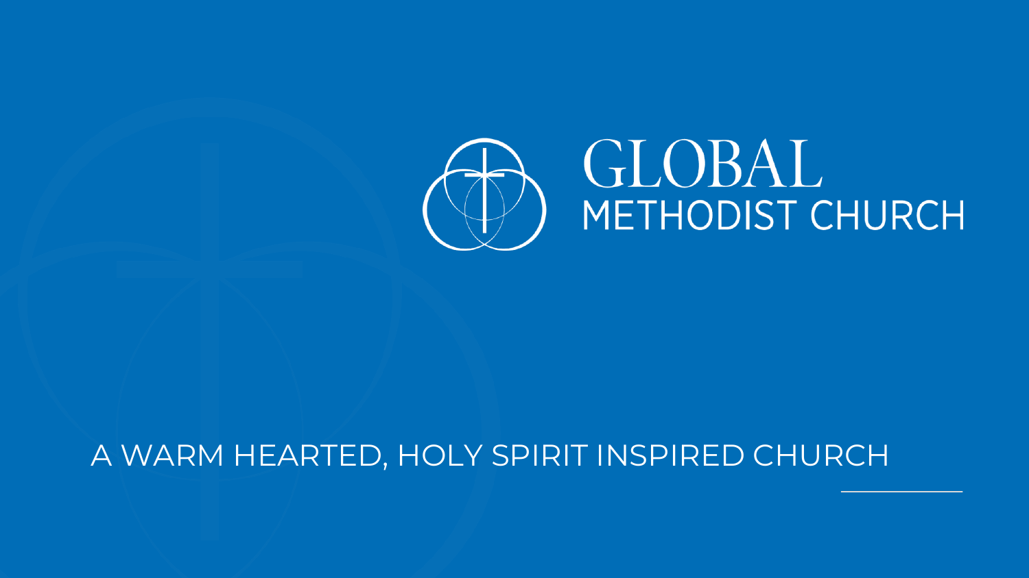# GLOBAL METHODIST CHURCH

A WARM HEARTED, HOLY SPIRIT INSPIRED CHURCH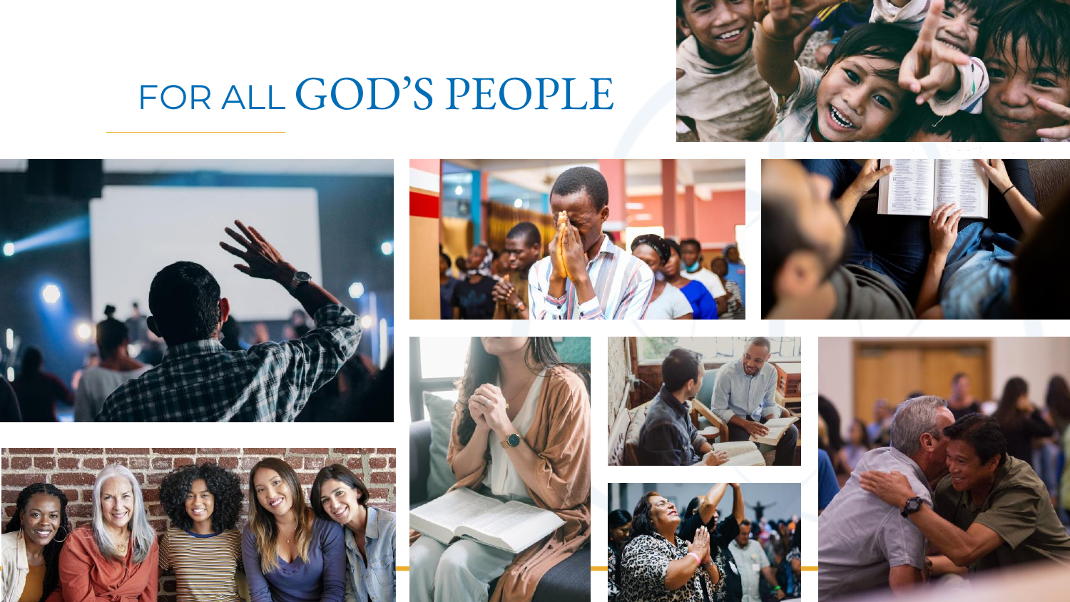# FOR ALL GOD'S PEOPLE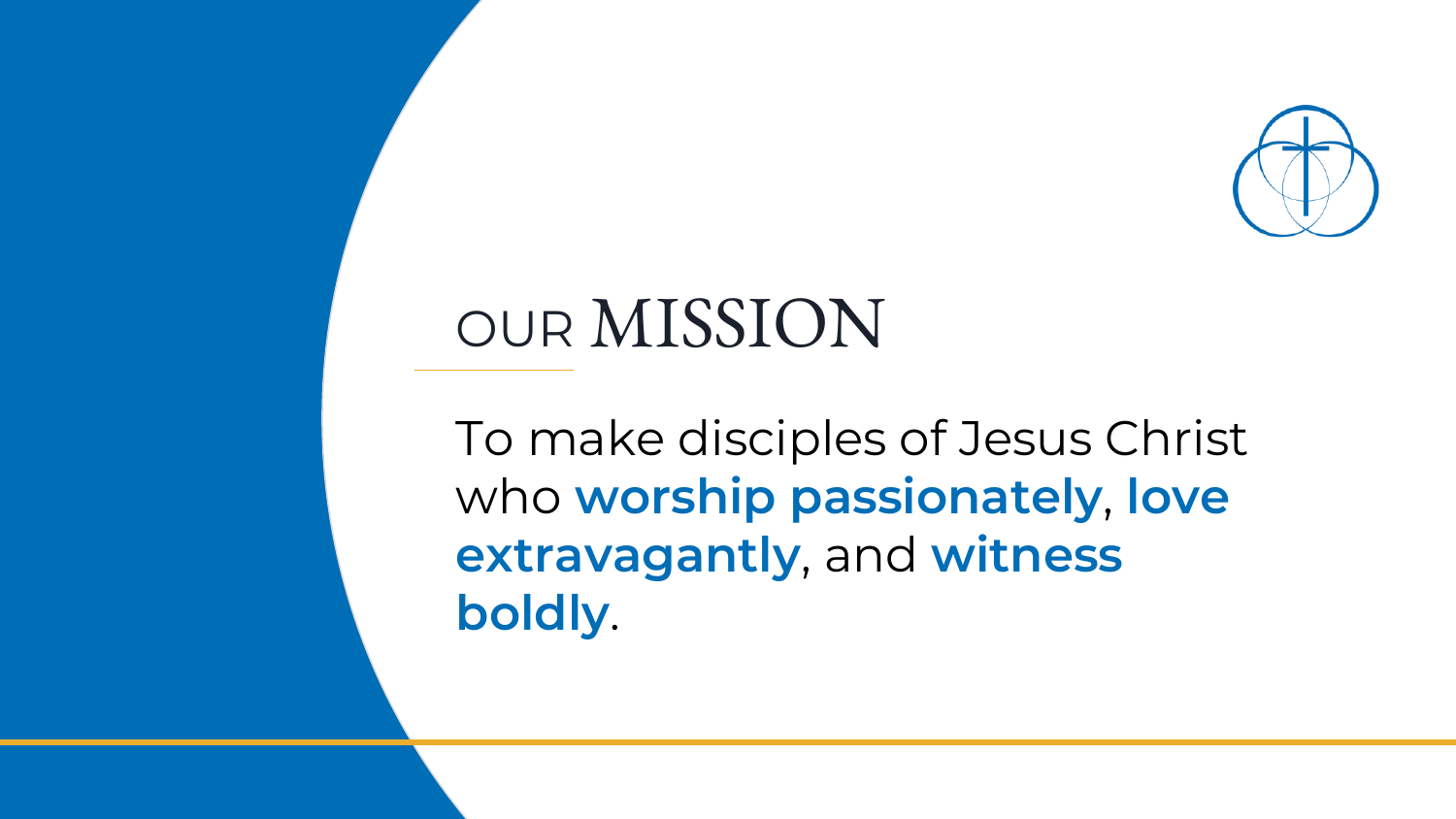# OUR MISSION

To make disciples of Jesus Christ who **worship passionately**, **love extravagantly**, and **witness boldly**.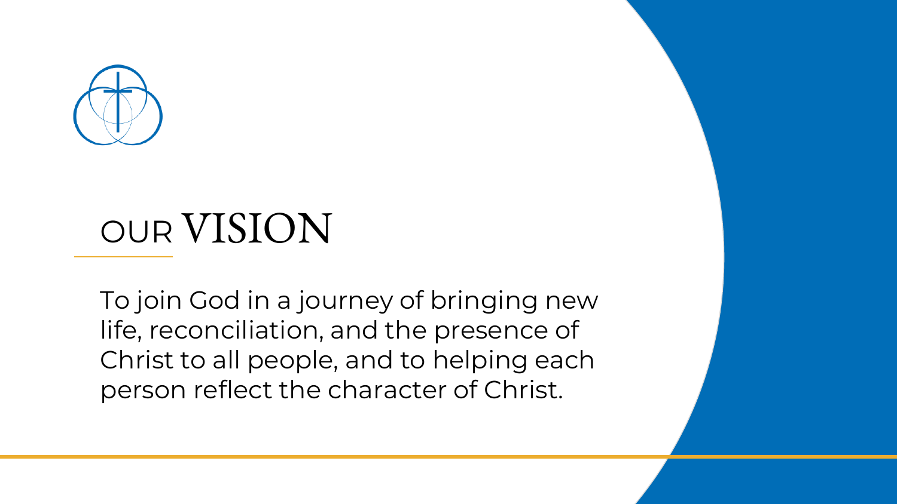# OUR VISION

To join God in a journey of bringing new life, reconciliation, and the presence of Christ to all people, and to helping each person reflect the character of Christ.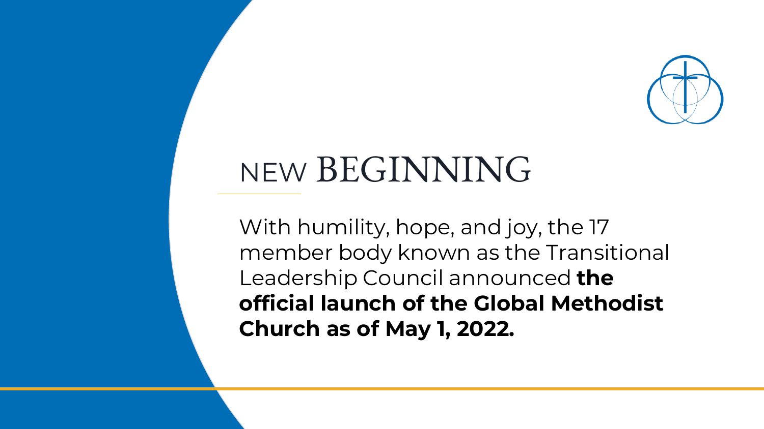# NEW BEGINNING

With humility, hope, and joy, the 17 member body known as the Transitional Leadership Council announced **the official launch of the Global Methodist Church as of May 1, 2022.**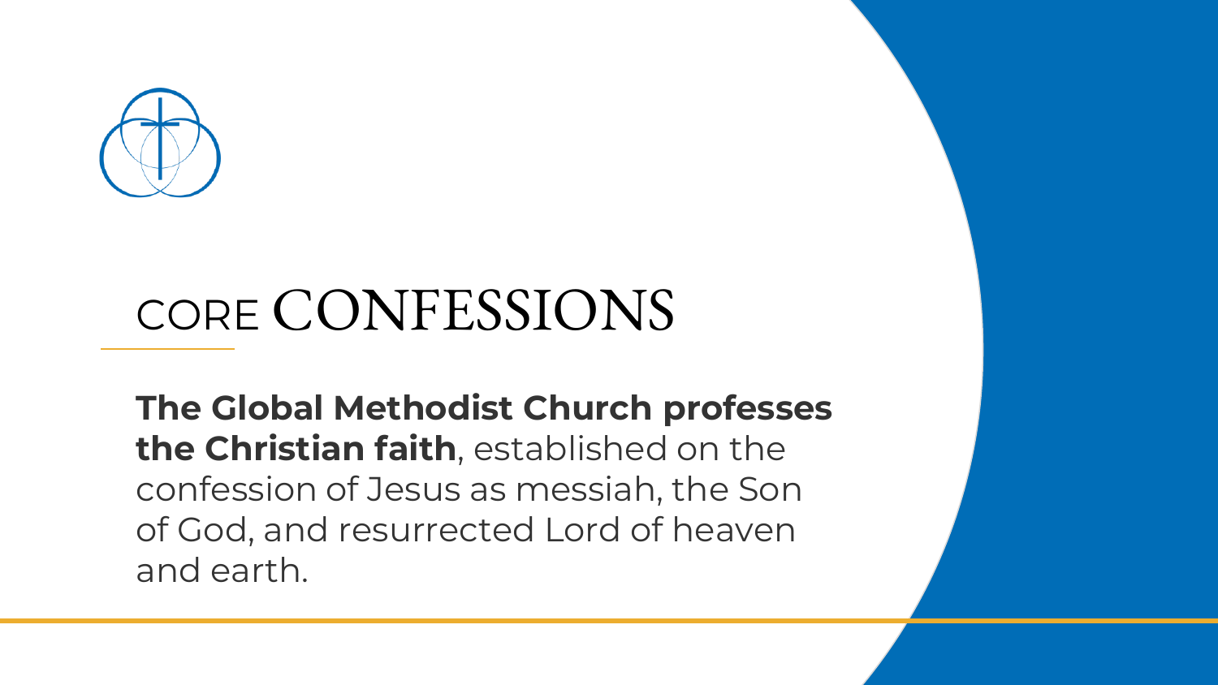# CORE CONFESSIONS

**The Global Methodist Church professes the Christian faith**, established on the confession of Jesus as messiah, the Son of God, and resurrected Lord of heaven and earth.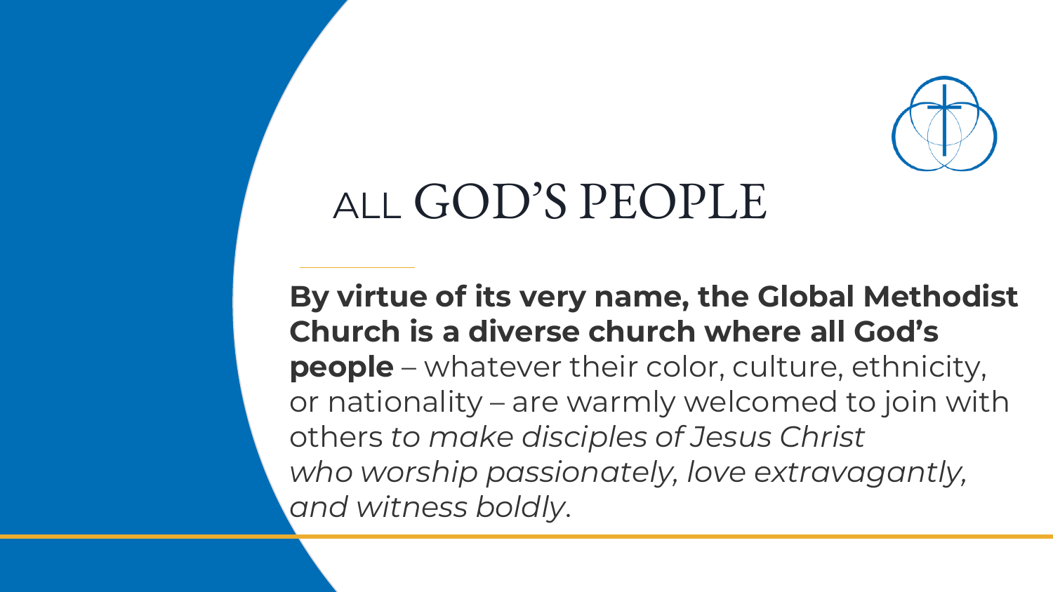# ALL GOD'S PEOPLE

**By virtue of its very name, the Global Methodist Church is a diverse church where all God's people** – whatever their color, culture, ethnicity, or nationality – are warmly welcomed to join with others *to make disciples of Jesus Christ who worship passionately, love extravagantly, and witness boldly*.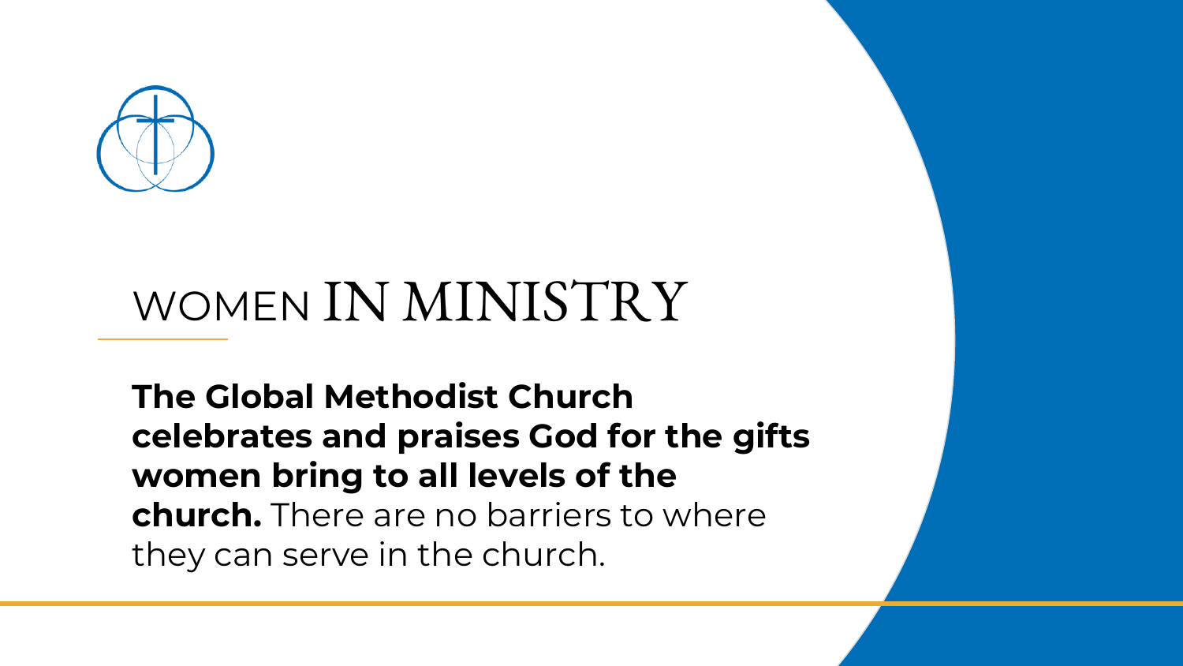# WOMEN IN MINISTRY

**The Global Methodist Church celebrates and praises God for the gifts women bring to all levels of the church.** There are no barriers to where they can serve in the church.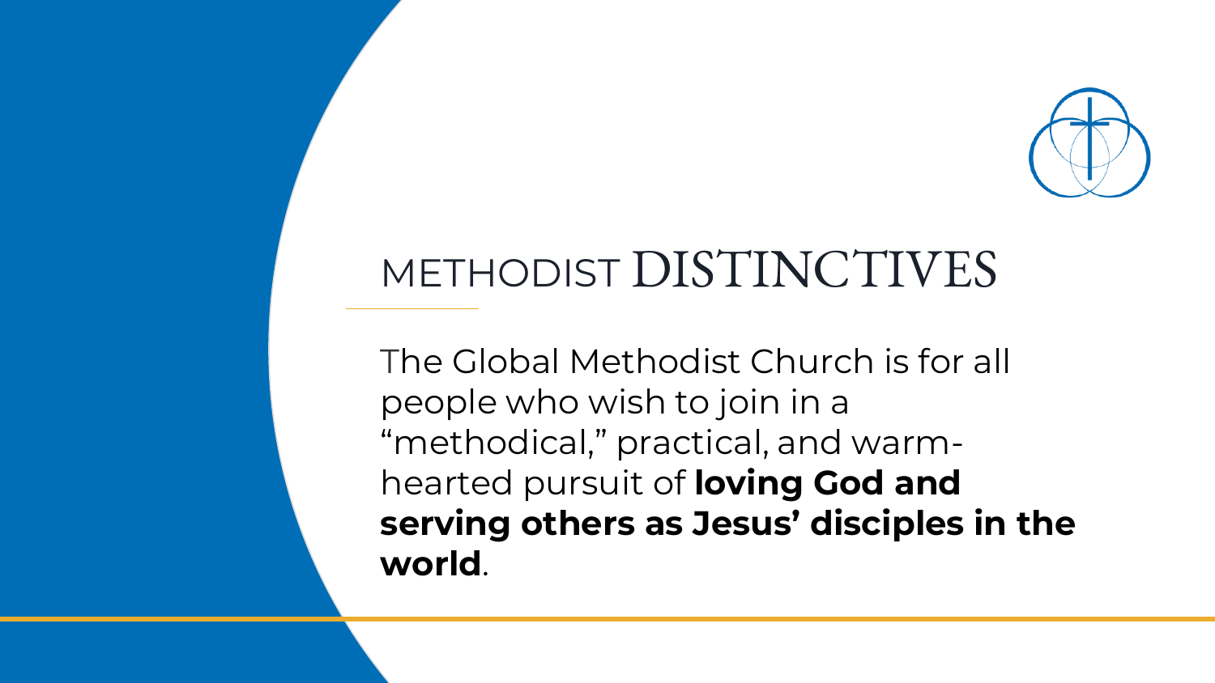# METHODIST DISTINCTIVES

The Global Methodist Church is for all people who wish to join in a "methodical," practical, and warm-hearted pursuit of **loving God and serving others as Jesus' disciples in the world**.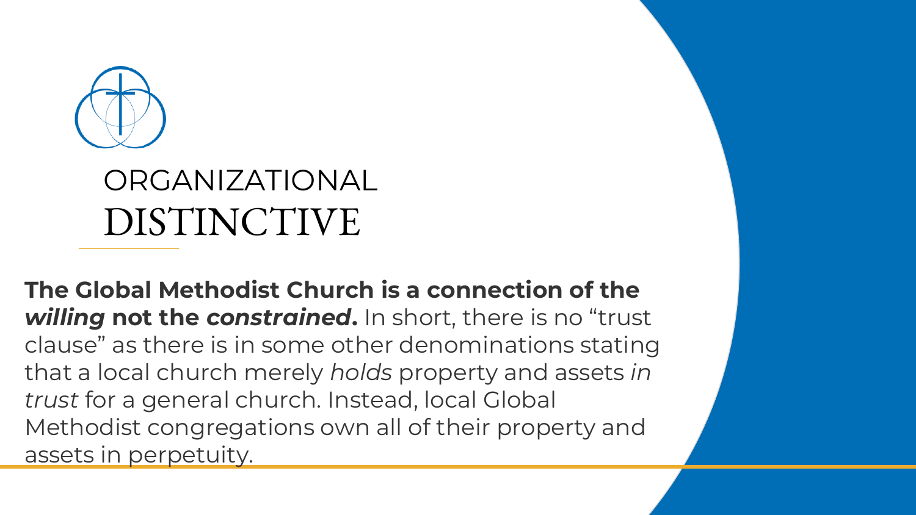# ORGANIZATIONAL DISTINCTIVE

**The Global Methodist Church is a connection of the *willing* not the *constrained*.** In short, there is no "trust clause" as there is in some other denominations stating that a local church merely *holds* property and assets *in trust* for a general church. Instead, local Global Methodist congregations own all of their property and assets in perpetuity.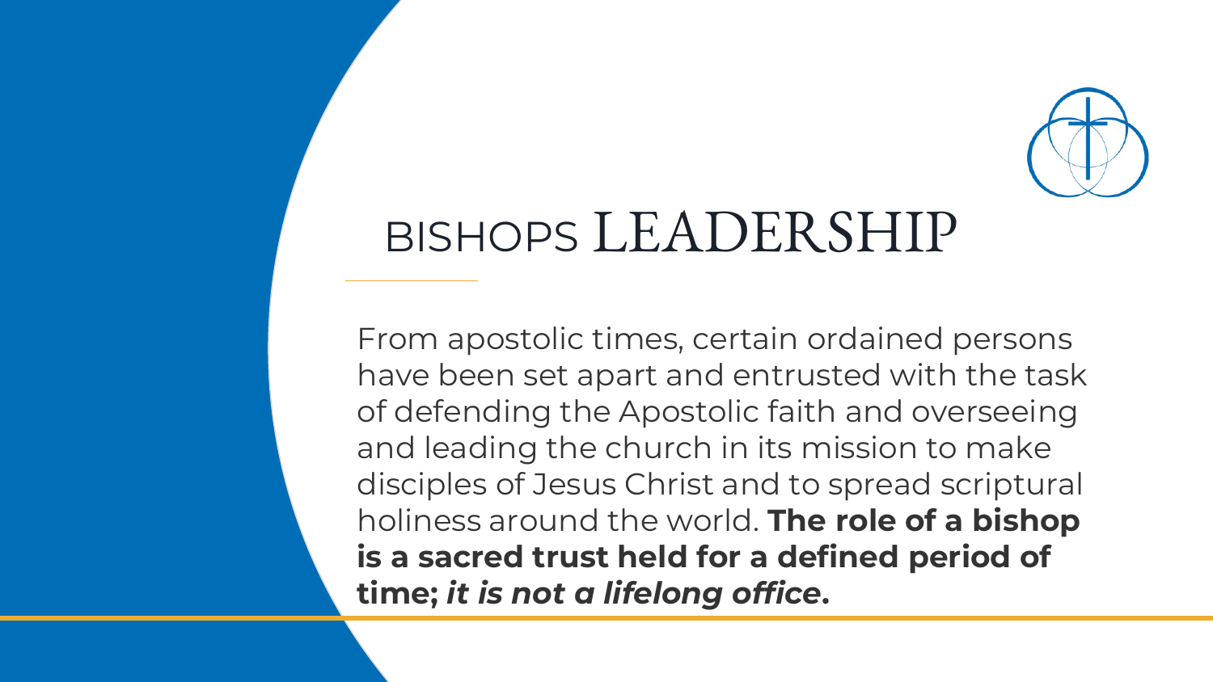# BISHOPS LEADERSHIP

From apostolic times, certain ordained persons have been set apart and entrusted with the task of defending the Apostolic faith and overseeing and leading the church in its mission to make disciples of Jesus Christ and to spread scriptural holiness around the world. **The role of a bishop is a sacred trust held for a defined period of time; *it is not a lifelong office*.**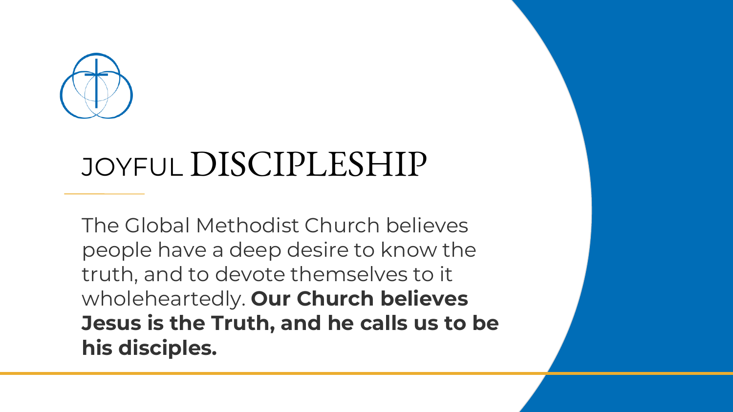# JOYFUL DISCIPLESHIP

The Global Methodist Church believes people have a deep desire to know the truth, and to devote themselves to it wholeheartedly. **Our Church believes Jesus is the Truth, and he calls us to be his disciples.**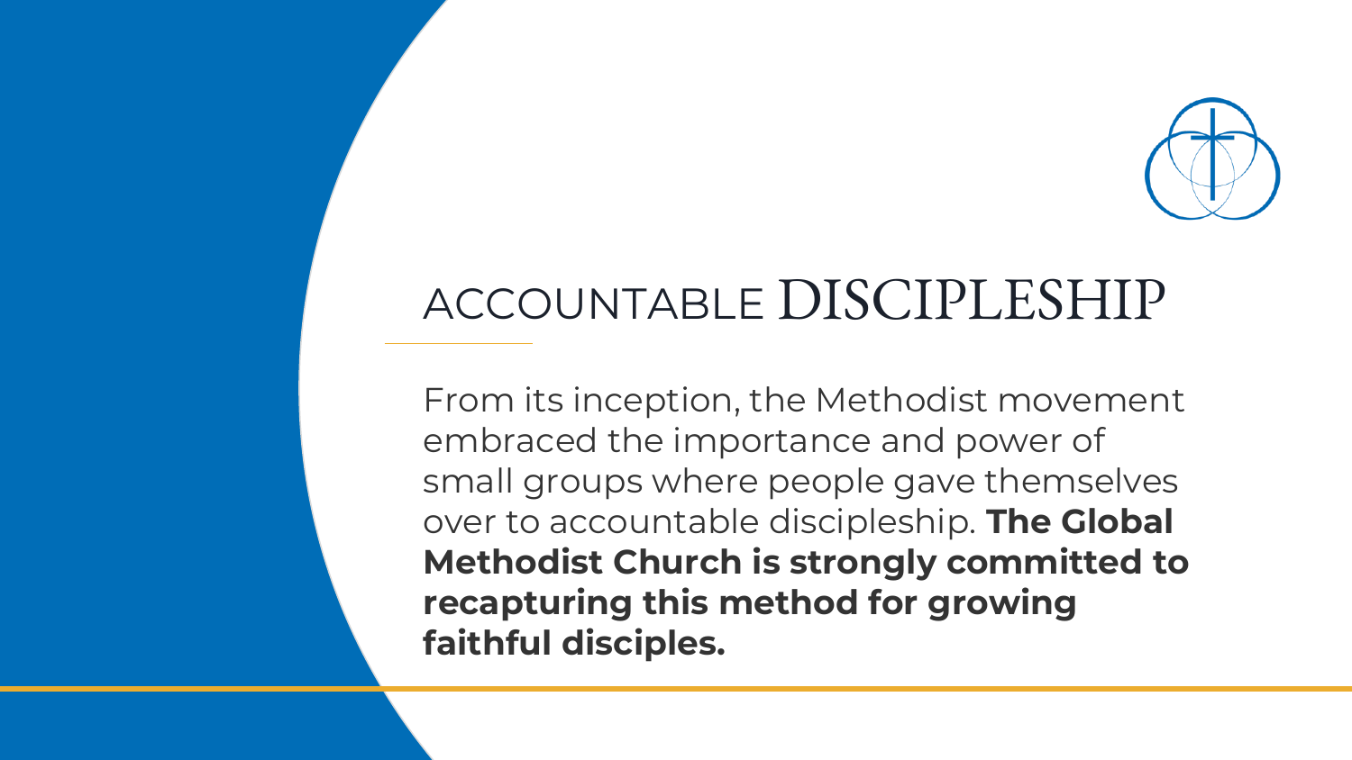# ACCOUNTABLE DISCIPLESHIP

From its inception, the Methodist movement embraced the importance and power of small groups where people gave themselves over to accountable discipleship. **The Global Methodist Church is strongly committed to recapturing this method for growing faithful disciples.**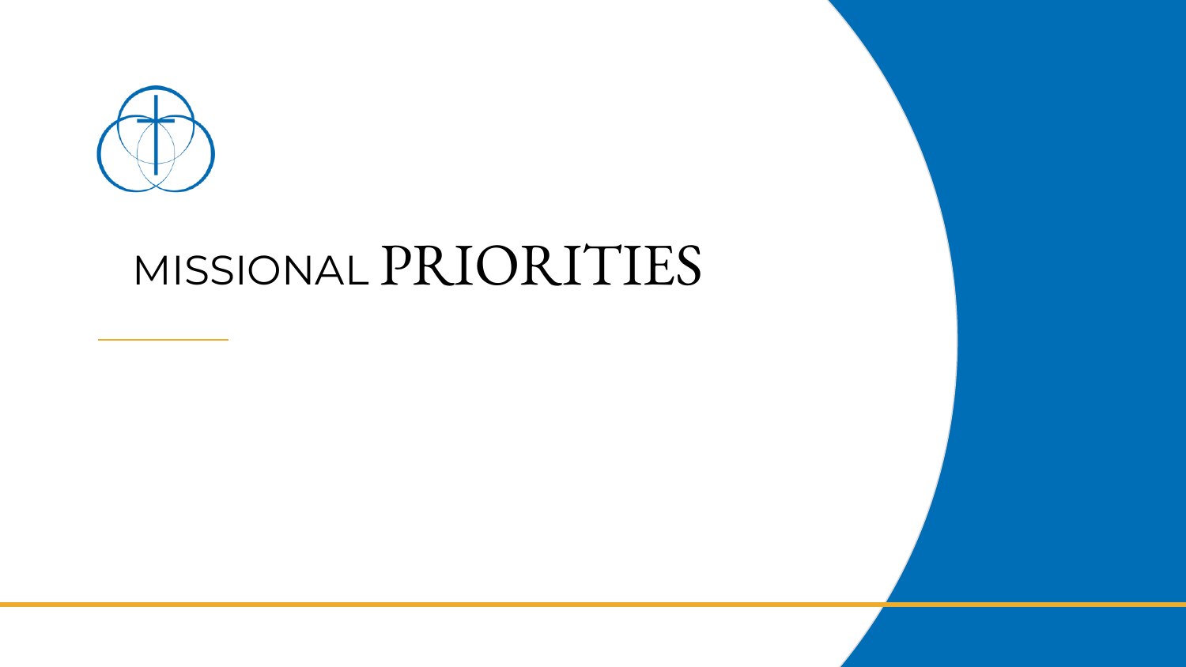# MISSIONAL PRIORITIES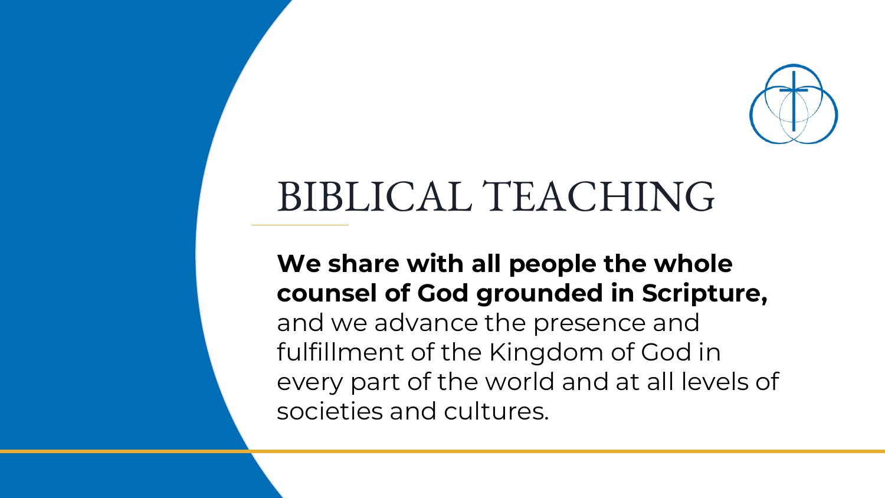# BIBLICAL TEACHING

**We share with all people the whole counsel of God grounded in Scripture,** and we advance the presence and fulfillment of the Kingdom of God in every part of the world and at all levels of societies and cultures.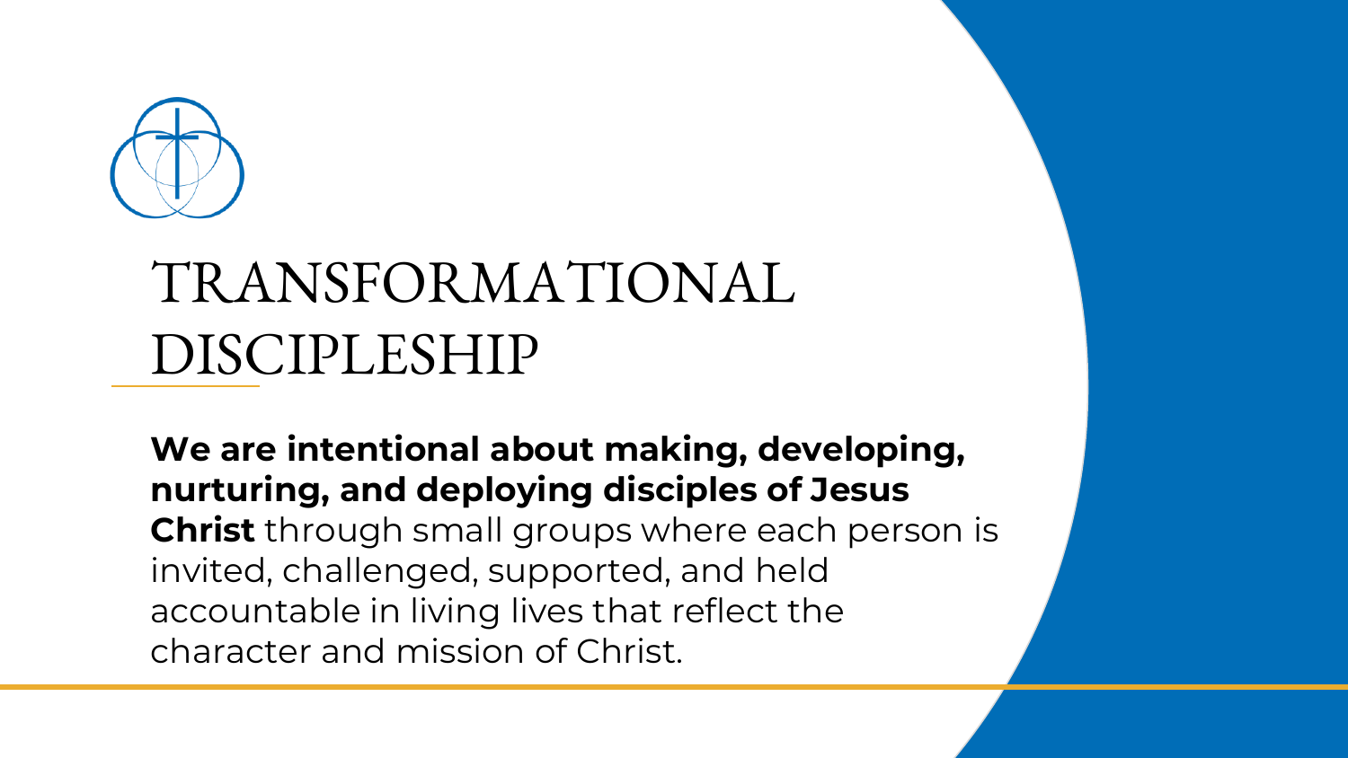# TRANSFORMATIONAL DISCIPLESHIP

**We are intentional about making, developing, nurturing, and deploying disciples of Jesus Christ** through small groups where each person is invited, challenged, supported, and held accountable in living lives that reflect the character and mission of Christ.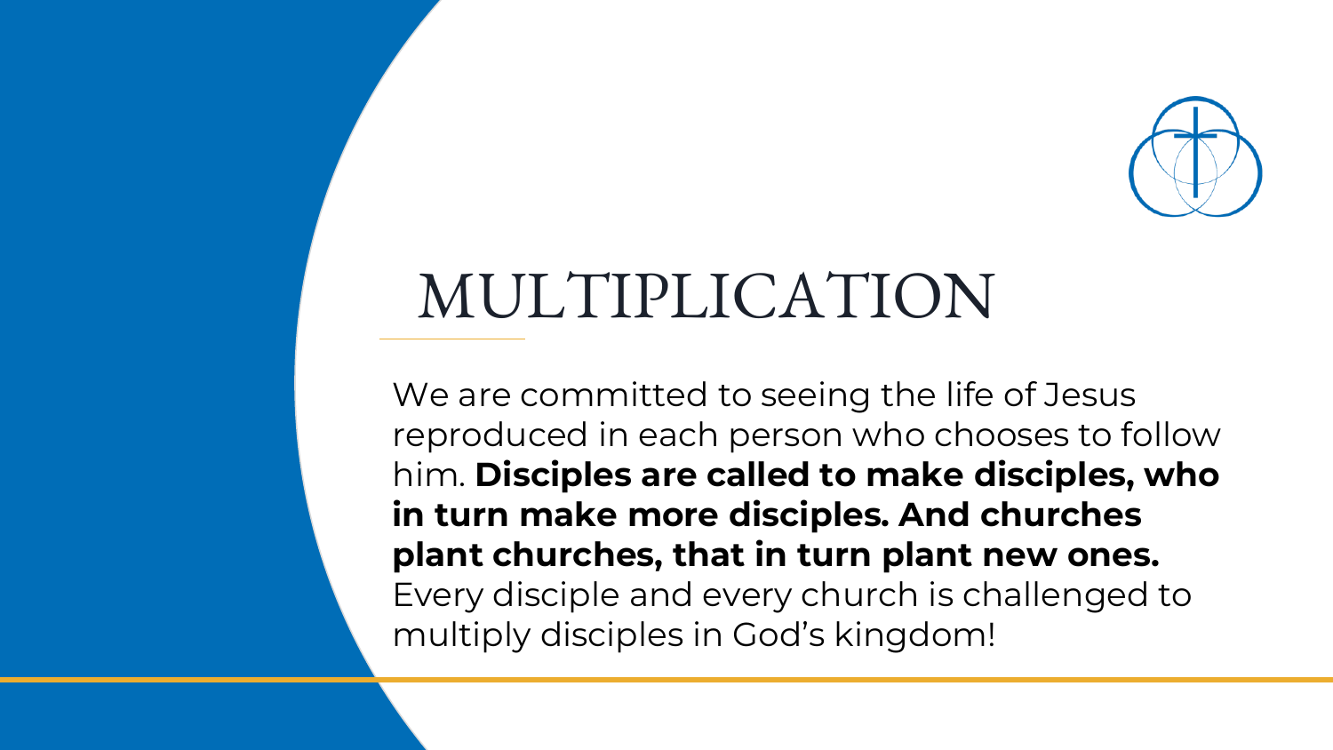# MULTIPLICATION

We are committed to seeing the life of Jesus reproduced in each person who chooses to follow him. **Disciples are called to make disciples, who in turn make more disciples. And churches plant churches, that in turn plant new ones.** Every disciple and every church is challenged to multiply disciples in God's kingdom!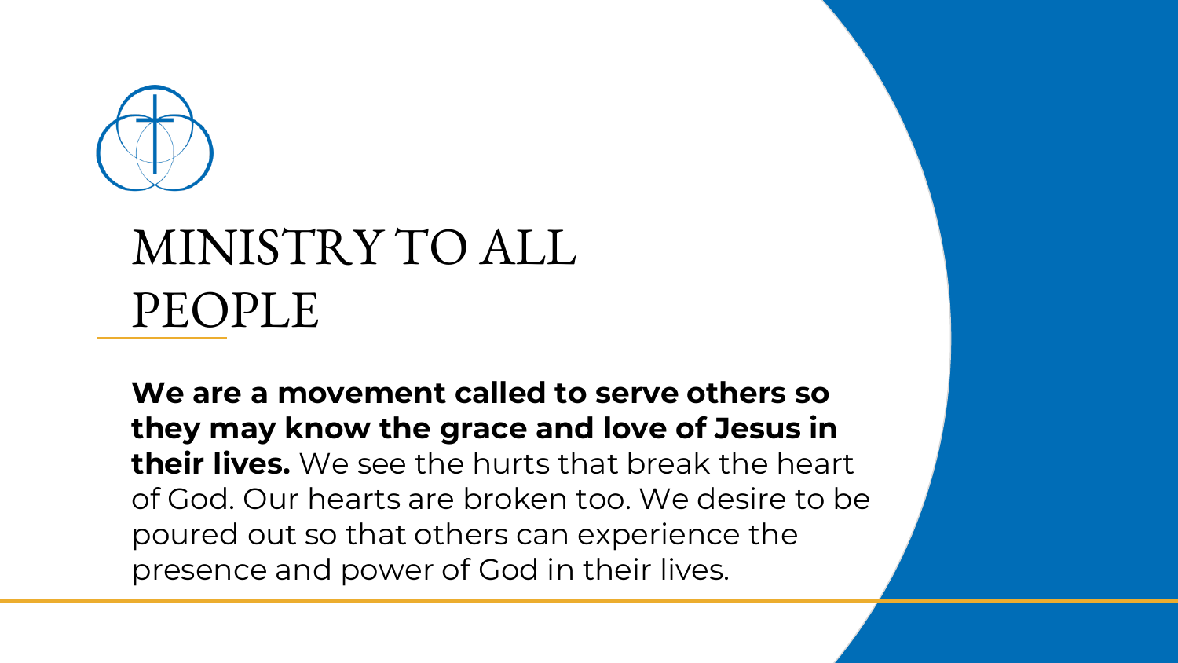# MINISTRY TO ALL PEOPLE

**We are a movement called to serve others so they may know the grace and love of Jesus in their lives.** We see the hurts that break the heart of God. Our hearts are broken too. We desire to be poured out so that others can experience the presence and power of God in their lives.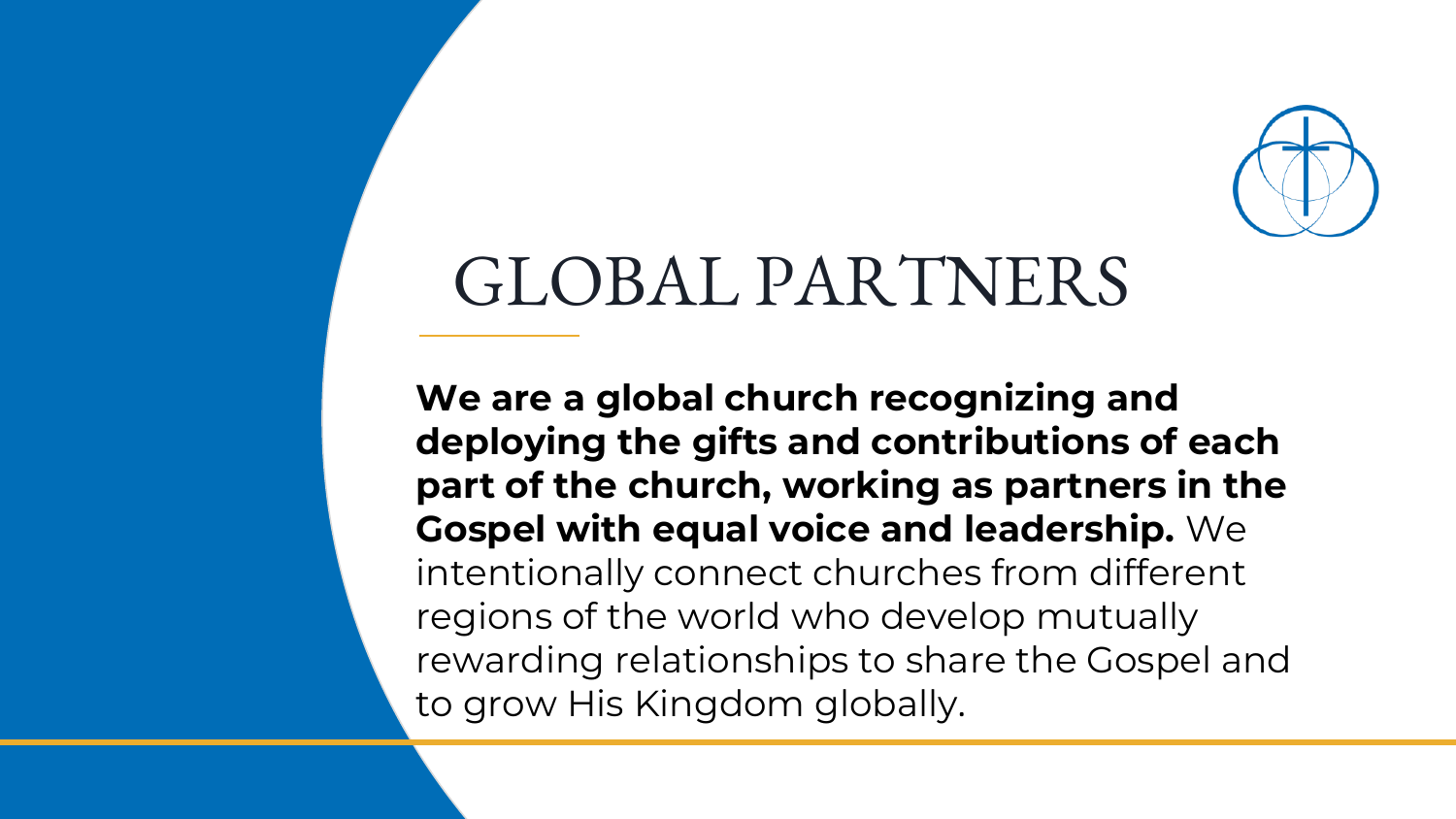# GLOBAL PARTNERS

**We are a global church recognizing and deploying the gifts and contributions of each part of the church, working as partners in the Gospel with equal voice and leadership.** We intentionally connect churches from different regions of the world who develop mutually rewarding relationships to share the Gospel and to grow His Kingdom globally.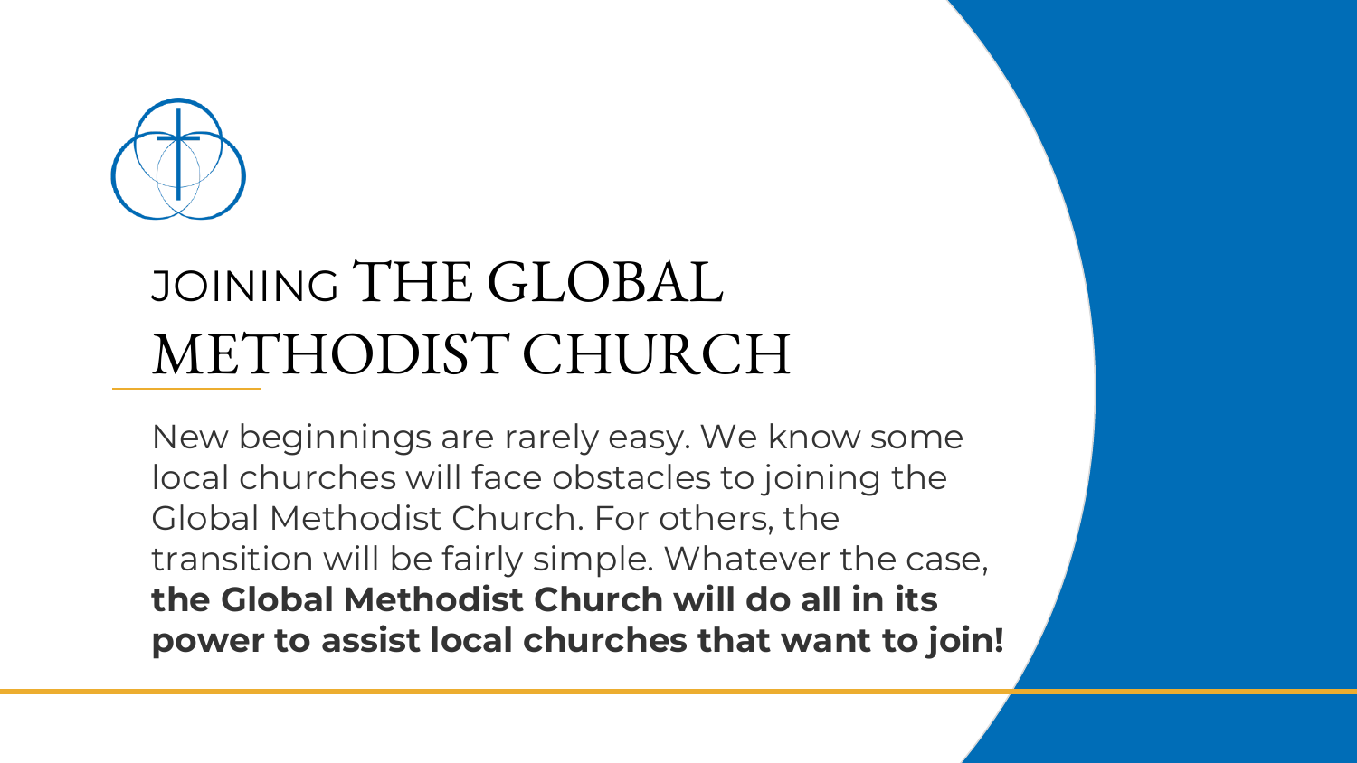# JOINING THE GLOBAL METHODIST CHURCH

New beginnings are rarely easy. We know some local churches will face obstacles to joining the Global Methodist Church. For others, the transition will be fairly simple. Whatever the case, **the Global Methodist Church will do all in its power to assist local churches that want to join!**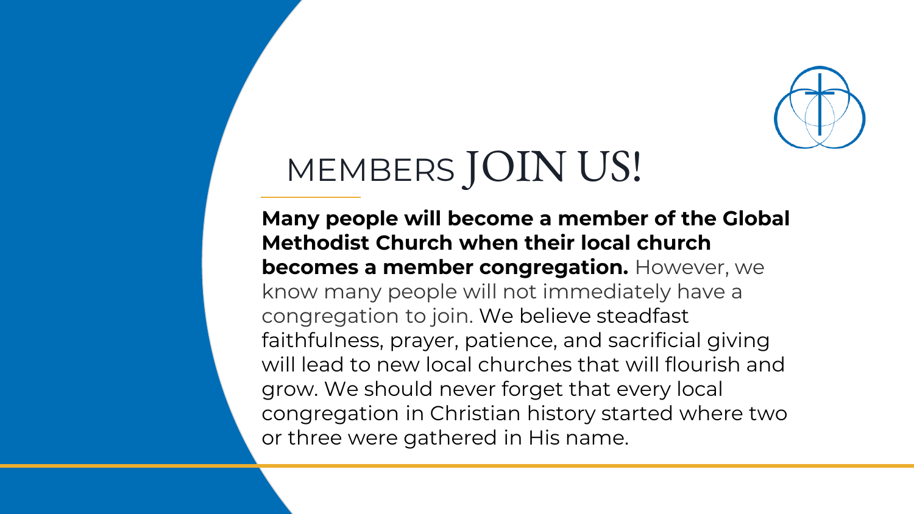# MEMBERS JOIN US!

**Many people will become a member of the Global Methodist Church when their local church becomes a member congregation.** However, we know many people will not immediately have a congregation to join. We believe steadfast faithfulness, prayer, patience, and sacrificial giving will lead to new local churches that will flourish and grow. We should never forget that every local congregation in Christian history started where two or three were gathered in His name.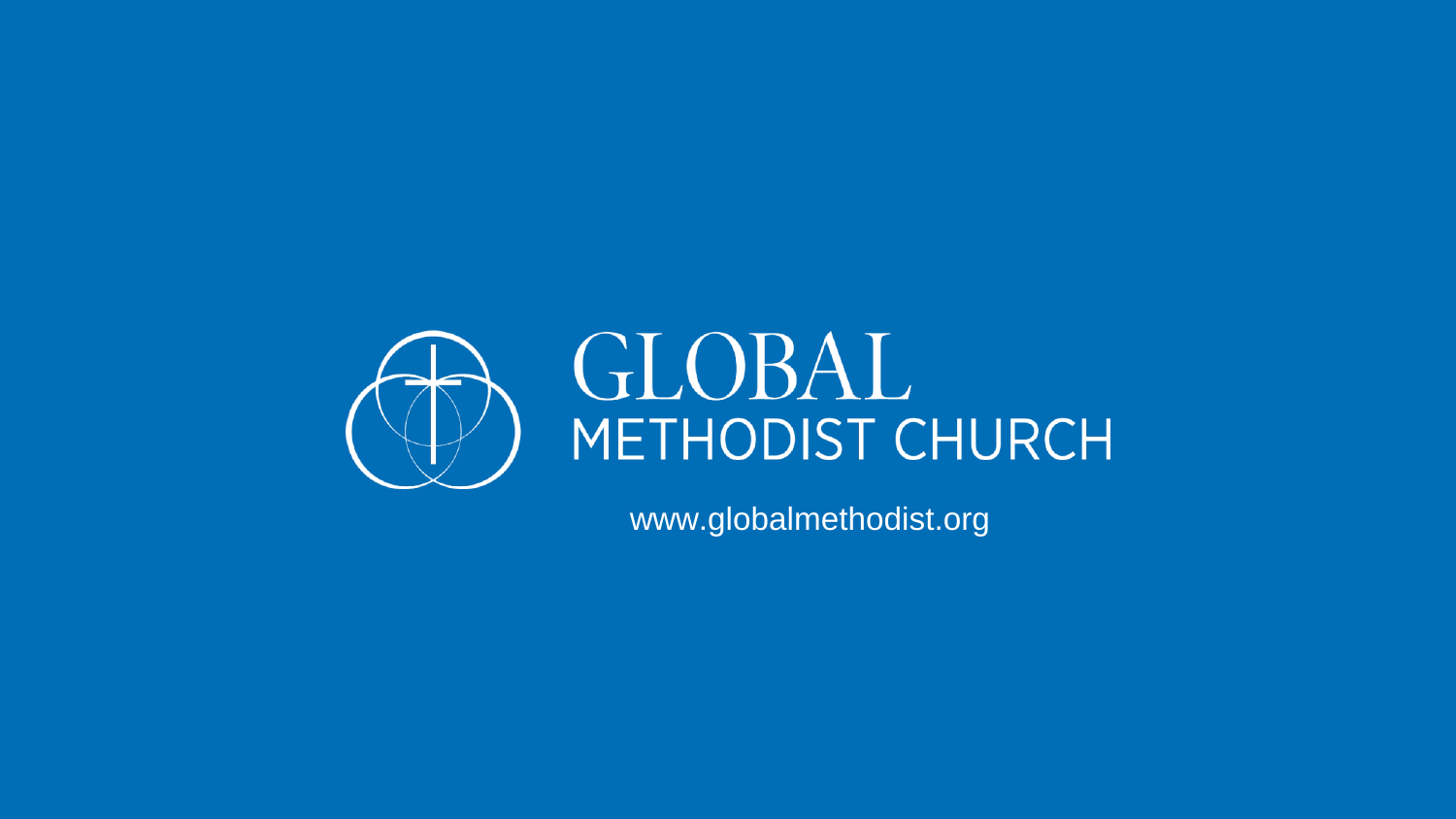GLOBAL
METHODIST CHURCH

www.globalmethodist.org